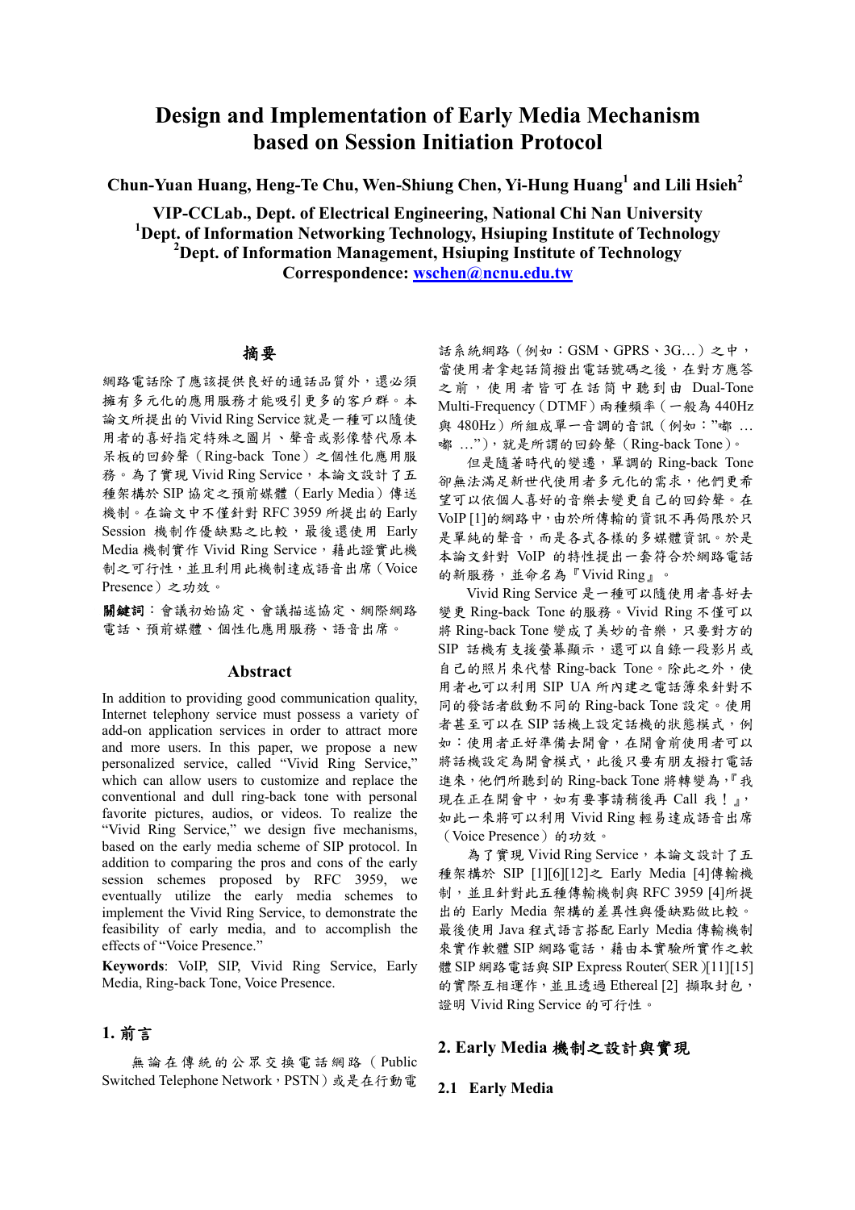# Design and Implementation of Early Media Mechanism based on Session Initiation Protocol

**Chun-Yuan Huang, Heng-Te Chu, Wen-Shiung Chen, Yi-Hung Huang[1] and Lili Hsieh[2]**

**VIP-CCLab., Dept. of Electrical Engineering, National Chi Nan University**
**[1]Dept. of Information Networking Technology, Hsiuping Institute of Technology**
**[2]Dept. of Information Management, Hsiuping Institute of Technology**
**Correspondence: wschen@ncnu.edu.tw**

## 摘要

網路電話除了應該提供良好的通話品質外，還必須擁有多元化的應用服務才能吸引更多的客戶群。本論文所提出的 Vivid Ring Service 就是一種可以隨使用者的喜好指定特殊之圖片、聲音或影像替代原本呆板的回鈴聲（Ring-back Tone）之個性化應用服務。為了實現 Vivid Ring Service，本論文設計了五種架構於 SIP 協定之預前媒體（Early Media）傳送機制。在論文中不僅針對 RFC 3959 所提出的 Early Session 機制作優缺點之比較，最後選使用 Early Media 機制實作 Vivid Ring Service，藉此證實此機制之可行性，並且利用此機制達成語音出席（Voice Presence）之功效。

**關鍵詞**：會議初始協定、會議描述協定、網際網路電話、預前媒體、個性化應用服務、語音出席。

## Abstract

In addition to providing good communication quality, Internet telephony service must possess a variety of add-on application services in order to attract more and more users. In this paper, we propose a new personalized service, called "Vivid Ring Service," which can allow users to customize and replace the conventional and dull ring-back tone with personal favorite pictures, audios, or videos. To realize the "Vivid Ring Service," we design five mechanisms, based on the early media scheme of SIP protocol. In addition to comparing the pros and cons of the early session schemes proposed by RFC 3959, we eventually utilize the early media schemes to implement the Vivid Ring Service, to demonstrate the feasibility of early media, and to accomplish the effects of "Voice Presence."

**Keywords**: VoIP, SIP, Vivid Ring Service, Early Media, Ring-back Tone, Voice Presence.

## 1. 前言

無論在傳統的公眾交換電話網路（Public Switched Telephone Network，PSTN）或是在行動電話系統網路（例如：GSM、GPRS、3G…）之中，當使用者拿起話筒撥出電話號碼之後，在對方應答之前，使用者皆可在話筒中聽到由 Dual-Tone Multi-Frequency（DTMF）兩種頻率（一般為 440Hz 與 480Hz）所組成單一音調的音訊（例如："嘟 … 嘟 …"），就是所謂的回鈴聲（Ring-back Tone）。

但是隨著時代的變遷，單調的 Ring-back Tone 卻無法滿足新世代使用者多元化的需求，他們更希望可以依個人喜好的音樂去變更自己的回鈴聲。在 VoIP [1]的網路中，由於所傳輸的資訊不再侷限於只是單純的聲音，而是各式各樣的多媒體資訊。於是本論文針對 VoIP 的特性提出一套符合於網路電話的新服務，並命名為『Vivid Ring』。

Vivid Ring Service 是一種可以隨使用者喜好去變更 Ring-back Tone 的服務。Vivid Ring 不僅可以將 Ring-back Tone 變成了美妙的音樂，只要對方的 SIP 話機有支援螢幕顯示，還可以自錄一段影片或自己的照片來代替 Ring-back Tone。除此之外，使用者也可以利用 SIP UA 所內建之電話簿來針對不同的發話者啟動不同的 Ring-back Tone 設定。使用者甚至可以在 SIP 話機上設定話機的狀態模式，例如：使用者正好準備去開會，在開會前使用者可以將話機設定為開會模式，此後只要有朋友撥打電話進來，他們所聽到的 Ring-back Tone 將轉變為,『我現在正在開會中，如有要事請稍後再 Call 我！』，如此一來將可以利用 Vivid Ring 輕易達成語音出席（Voice Presence）的功效。

為了實現 Vivid Ring Service，本論文設計了五種架構於 SIP [1][6][12]之 Early Media [4]傳輸機制，並且針對此五種傳輸機制與 RFC 3959 [4]所提出的 Early Media 架構的差異性與優缺點做比較。最後使用 Java 程式語言搭配 Early Media 傳輸機制來實作軟體 SIP 網路電話，藉由本實驗所實作之軟體 SIP 網路電話與 SIP Express Router( SER )[11][15]的實際互相運作，並且透過 Ethereal [2] 擷取封包，證明 Vivid Ring Service 的可行性。

## 2. Early Media 機制之設計與實現

### 2.1 Early Media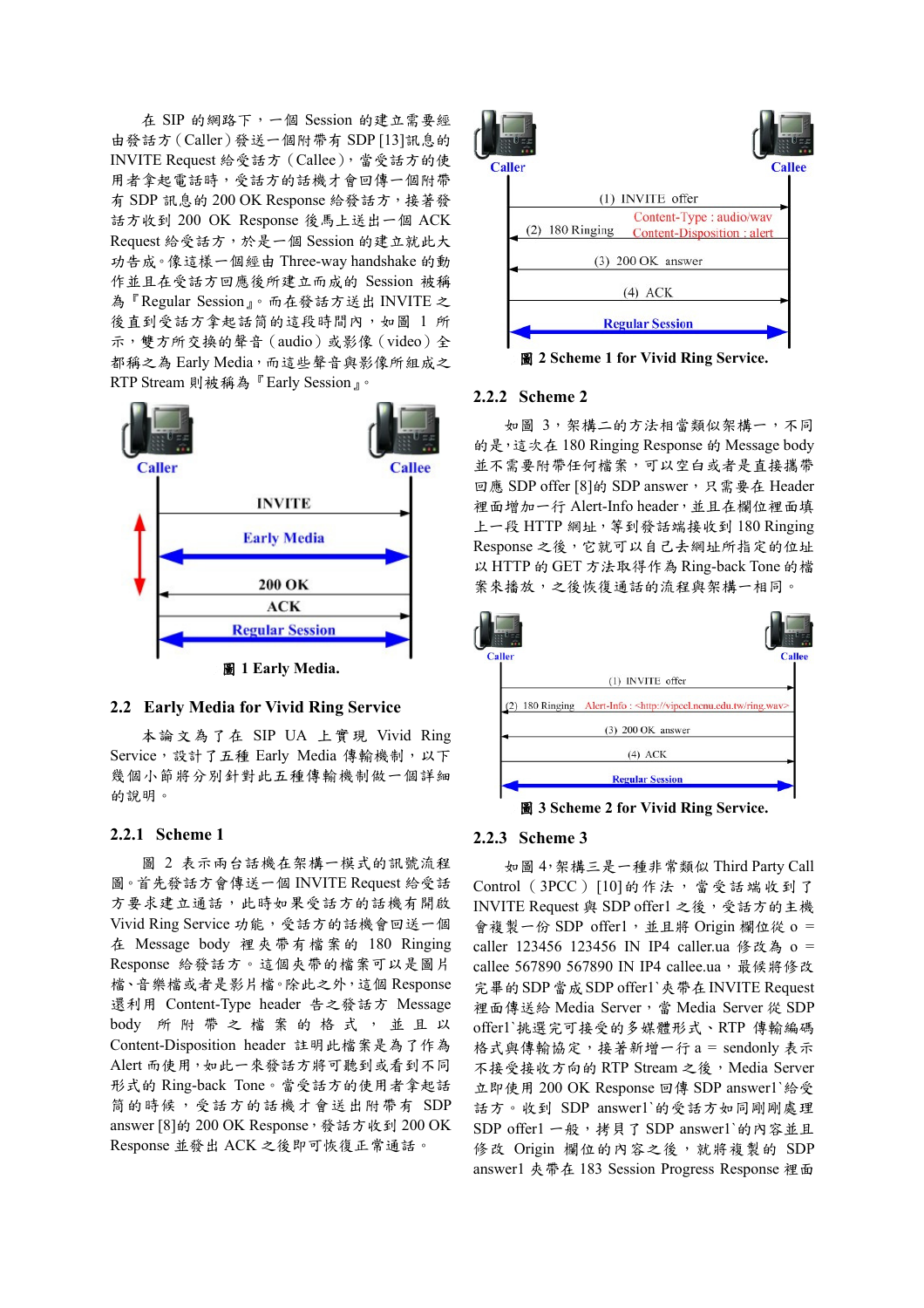在 SIP 的網路下，一個 Session 的建立需要經由發話方（Caller）發送一個附帶有 SDP [13]訊息的 INVITE Request 給受話方（Callee），當受話方的使用者拿起電話時，受話方的話機才會回傳一個附帶有 SDP 訊息的 200 OK Response 給發話方，接著發話方收到 200 OK Response 後馬上送出一個 ACK Request 給受話方，於是一個 Session 的建立就此大功告成。像這樣一個經由 Three-way handshake 的動作並且在受話方回應後所建立而成的 Session 被稱為『Regular Session』。而在發話方送出 INVITE 之後直到受話方拿起話筒的這段時間內，如圖 1 所示，雙方所交換的聲音（audio）或影像（video）全都稱之為 Early Media，而這些聲音與影像所組成之 RTP Stream 則被稱為『Early Session』。

圖 1 Early Media.

## 2.2 Early Media for Vivid Ring Service

本論文為了在 SIP UA 上實現 Vivid Ring Service，設計了五種 Early Media 傳輸機制，以下幾個小節將分別針對此五種傳輸機制做一個詳細的說明。

### 2.2.1 Scheme 1

圖 2 表示兩台話機在架構一模式的訊號流程圖。首先發話方會傳送一個 INVITE Request 給受話方要求建立通話，此時如果受話方的話機有開啟 Vivid Ring Service 功能，受話方的話機會回送一個在 Message body 裡夾帶有檔案的 180 Ringing Response 給發話方。這個夾帶的檔案可以是圖片檔、音樂檔或者是影片檔。除此之外，這個 Response 還利用 Content-Type header 告之發話方 Message body 所附帶之檔案的格式，並且以 Content-Disposition header 註明此檔案是為了作為 Alert 而使用，如此一來發話方將可聽到或看到不同形式的 Ring-back Tone。當受話方的使用者拿起話筒的時候，受話方的話機才會送出附帶有 SDP answer [8]的 200 OK Response，發話方收到 200 OK Response 並發出 ACK 之後即可恢復正常通話。

圖 2 Scheme 1 for Vivid Ring Service.

### 2.2.2 Scheme 2

如圖 3，架構二的方法相當類似架構一，不同的是，這次在 180 Ringing Response 的 Message body 並不需要附帶任何檔案，可以空白或者是直接攜帶回應 SDP offer [8]的 SDP answer，只需要在 Header 裡面增加一行 Alert-Info header，並且在欄位裡面填上一段 HTTP 網址，等到發話端接收到 180 Ringing Response 之後，它就可以自己去網址所指定的位址以 HTTP 的 GET 方法取得作為 Ring-back Tone 的檔案來播放，之後恢復通話的流程與架構一相同。

圖 3 Scheme 2 for Vivid Ring Service.

### 2.2.3 Scheme 3

如圖 4，架構三是一種非常類似 Third Party Call Control（3PCC）[10]的作法，當受話端收到了 INVITE Request 與 SDP offer1 之後，受話方的主機會複製一份 SDP offer1，並且將 Origin 欄位從 o = caller 123456 123456 IN IP4 caller.ua 修改為 o = callee 567890 567890 IN IP4 callee.ua，最後將修改完畢的 SDP 當成 SDP offer1`夾帶在 INVITE Request 裡面傳送給 Media Server，當 Media Server 從 SDP offer1`挑選完可接受的多媒體形式、RTP 傳輸編碼格式與傳輸協定，接著新增一行 a = sendonly 表示不接受接收方向的 RTP Stream 之後，Media Server 立即使用 200 OK Response 回傳 SDP answer1`給受話方。收到 SDP answer1`的受話方如同剛剛處理 SDP offer1 一般，拷貝了 SDP answer1`的內容並且修改 Origin 欄位的內容之後，就將複製的 SDP answer1 夾帶在 183 Session Progress Response 裡面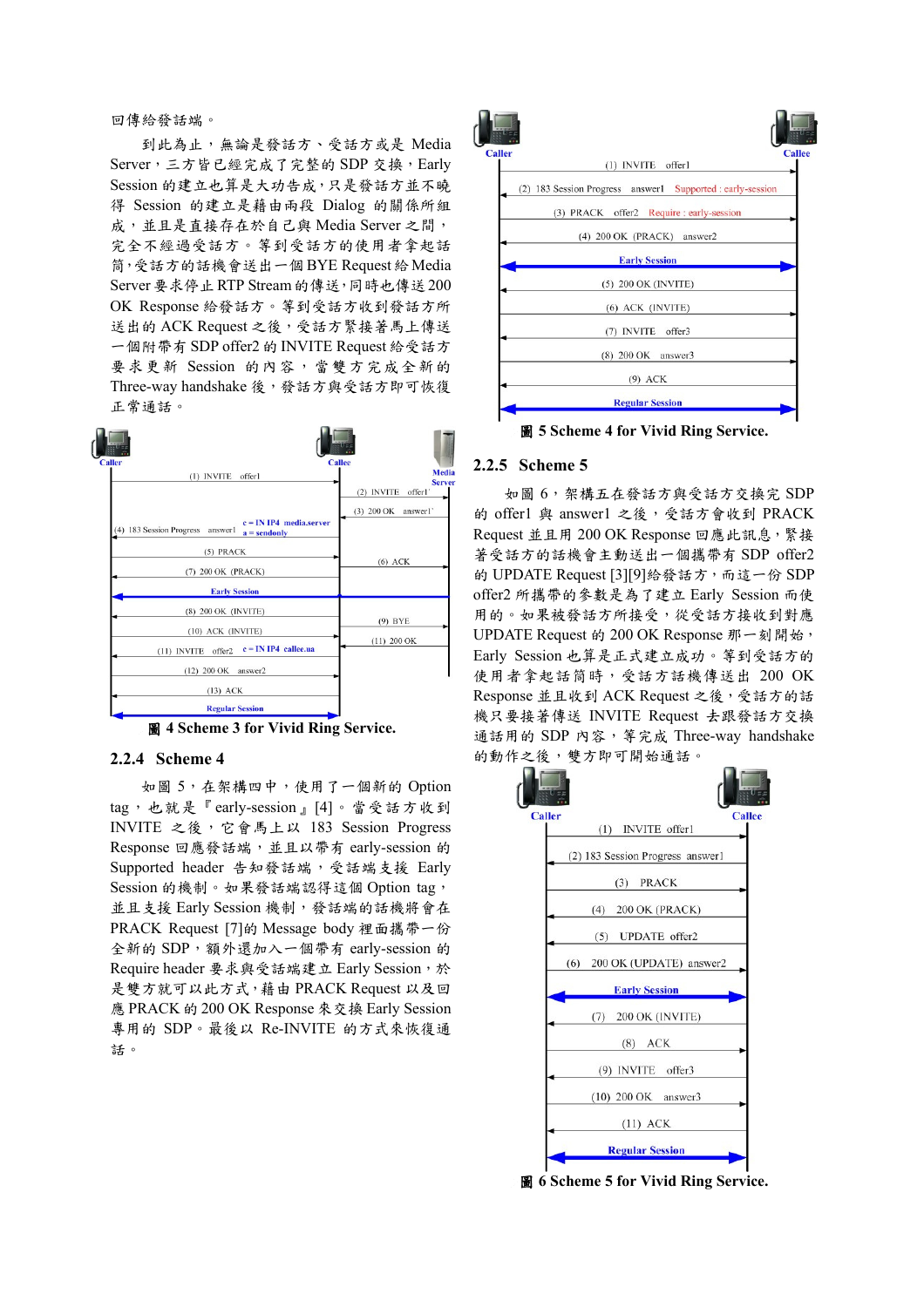回傳給發話端。

到此為止，無論是發話方、受話方或是 Media Server，三方皆已經完成了完整的 SDP 交換，Early Session 的建立也算是大功告成，只是發話方並不曉得 Session 的建立是藉由兩段 Dialog 的關係所組成，並且是直接存在於自己與 Media Server 之間，完全不經過受話方。等到受話方的使用者拿起話筒，受話方的話機會送出一個 BYE Request 給 Media Server 要求停止 RTP Stream 的傳送，同時也傳送 200 OK Response 給發話方。等到受話方收到發話方所送出的 ACK Request 之後，受話方緊接著馬上傳送一個附帶有 SDP offer2 的 INVITE Request 給受話方要求更新 Session 的內容，當雙方完成全新的 Three-way handshake 後，發話方與受話方即可恢復正常通話。

圖 4 Scheme 3 for Vivid Ring Service.

### 2.2.4 Scheme 4

如圖 5，在架構四中，使用了一個新的 Option tag，也就是『early-session』[4]。當受話方收到 INVITE 之後，它會馬上以 183 Session Progress Response 回應發話端，並且以帶有 early-session 的 Supported header 告知發話端，受話端支援 Early Session 的機制。如果發話端認得這個 Option tag，並且支援 Early Session 機制，發話端的話機將會在 PRACK Request [7]的 Message body 裡面攜帶一份全新的 SDP，額外還加入一個帶有 early-session 的 Require header 要求與受話端建立 Early Session，於是雙方就可以此方式，藉由 PRACK Request 以及回應 PRACK 的 200 OK Response 來交換 Early Session 專用的 SDP。最後以 Re-INVITE 的方式來恢復通話。

圖 5 Scheme 4 for Vivid Ring Service.

### 2.2.5 Scheme 5

如圖 6，架構五在發話方與受話方交換完 SDP 的 offer1 與 answer1 之後，受話方會收到 PRACK Request 並且用 200 OK Response 回應此訊息，緊接著受話方的話機會主動送出一個攜帶有 SDP offer2 的 UPDATE Request [3][9]給發話方，而這一份 SDP offer2 所攜帶的參數是為了建立 Early Session 而使用的。如果被發話方所接受，從受話方接收到對應 UPDATE Request 的 200 OK Response 那一刻開始，Early Session 也算是正式建立成功。等到受話方的使用者拿起話筒時，受話方話機傳送出 200 OK Response 並且收到 ACK Request 之後，受話方的話機只要接著傳送 INVITE Request 去跟發話方交換通話用的 SDP 內容，等完成 Three-way handshake 的動作之後，雙方即可開始通話。

圖 6 Scheme 5 for Vivid Ring Service.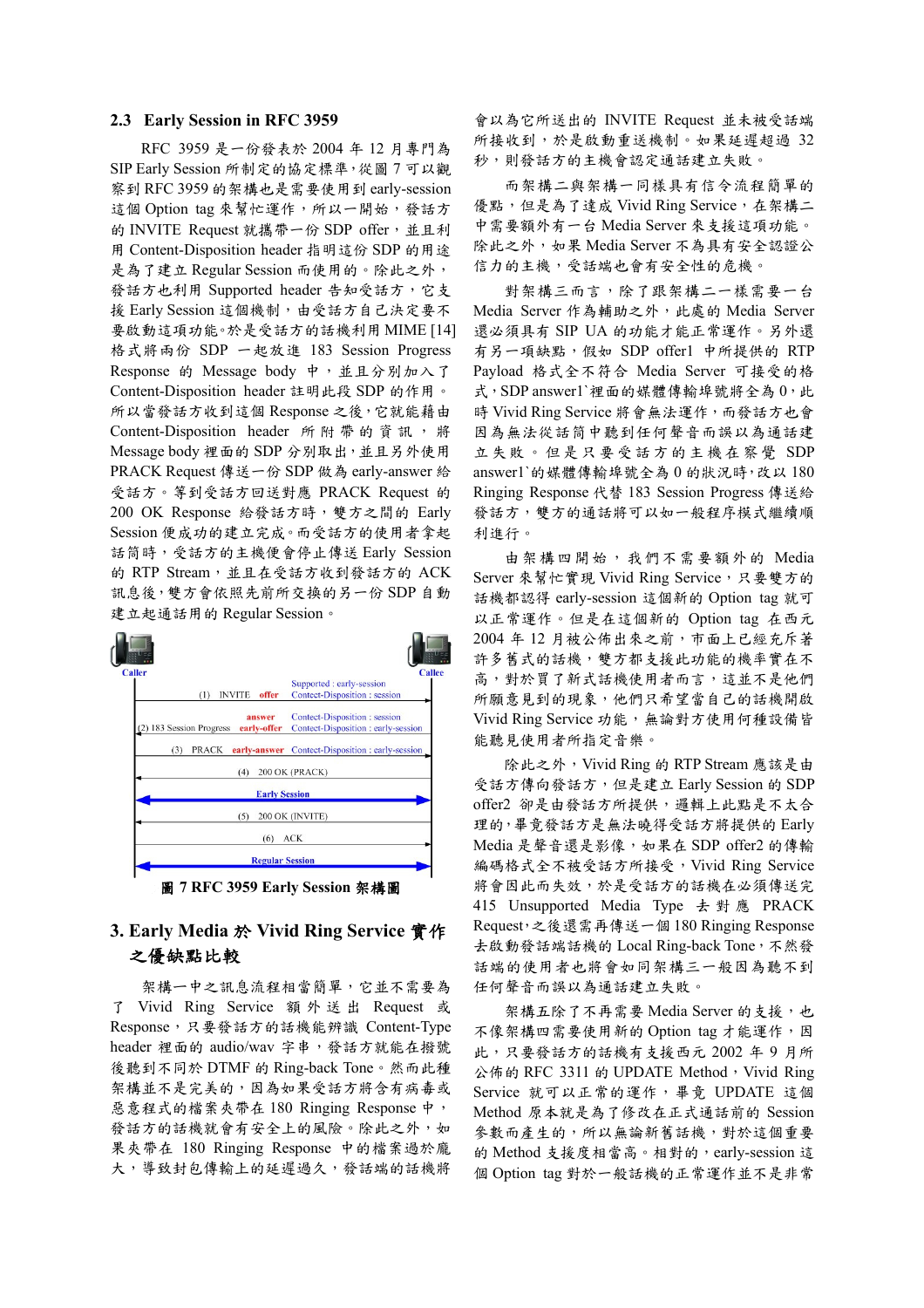### 2.3 Early Session in RFC 3959

RFC 3959 是一份發表於 2004 年 12 月專門為 SIP Early Session 所制定的協定標準，從圖 7 可以觀察到 RFC 3959 的架構也是需要使用到 early-session 這個 Option tag 來幫忙運作，所以一開始，發話方的 INVITE Request 就攜帶一份 SDP offer，並且利用 Content-Disposition header 指明這份 SDP 的用途是為了建立 Regular Session 而使用的。除此之外，發話方也利用 Supported header 告知受話方，它支援 Early Session 這個機制，由受話方自己決定要不要啟動這項功能。於是受話方的話機利用 MIME [14] 格式將兩份 SDP 一起放進 183 Session Progress Response 的 Message body 中，並且分別加入了 Content-Disposition header 註明此段 SDP 的作用。所以當發話方收到這個 Response 之後，它就能藉由 Content-Disposition header 所附帶的資訊，將 Message body 裡面的 SDP 分別取出，並且另外使用 PRACK Request 傳送一份 SDP 做為 early-answer 給受話方。等到受話方回送對應 PRACK Request 的 200 OK Response 給發話方時，雙方之間的 Early Session 便成功的建立完成。而受話方的使用者拿起話筒時，受話方的主機便會停止傳送 Early Session 的 RTP Stream，並且在受話方收到發話方的 ACK 訊息後，雙方會依照先前所交換的另一份 SDP 自動建立起通話用的 Regular Session。

圖 7 RFC 3959 Early Session 架構圖

## 3. Early Media 於 Vivid Ring Service 實作之優缺點比較

架構一中之訊息流程相當簡單，它並不需要為了 Vivid Ring Service 額外送出 Request 或 Response，只要發話方的話機能辨識 Content-Type header 裡面的 audio/wav 字串，發話方就能在撥號後聽到不同於 DTMF 的 Ring-back Tone。然而此種架構並不是完美的，因為如果受話方將含有病毒或惡意程式的檔案夾帶在 180 Ringing Response 中，發話方的話機就會有安全上的風險。除此之外，如果夾帶在 180 Ringing Response 中的檔案過於龐大，導致封包傳輸上的延遲過久，發話端的話機將會以為它所送出的 INVITE Request 並未被受話端所接收到，於是啟動重送機制。如果延遲超過 32 秒，則發話方的主機會認定通話建立失敗。

而架構二與架構一同樣具有信令流程簡單的優點，但是為了達成 Vivid Ring Service，在架構二中需要額外有一台 Media Server 來支援這項功能。除此之外，如果 Media Server 不為具有安全認證公信力的主機，受話端也會有安全性的危機。

對架構三而言，除了跟架構二一樣需要一台 Media Server 作為輔助之外，此處的 Media Server 還必須具有 SIP UA 的功能才能正常運作。另外還有另一項缺點，假如 SDP offer1 中所提供的 RTP Payload 格式完全不符合 Media Server 可接受的格式，SDP answer1`裡面的媒體傳輸埠號將會全為 0，此時 Vivid Ring Service 將會無法運作，而發話方也會因為無法從話筒中聽到任何聲音而誤以為通話建立失敗。但是只要受話方的主機在察覺 SDP answer1`的媒體傳輸埠號全為 0 的狀況時，改以 180 Ringing Response 代替 183 Session Progress 傳送給發話方，雙方的通話將可以如一般程序模式繼續順利進行。

由架構四開始，我們不需要額外的 Media Server 來幫忙實現 Vivid Ring Service，只要雙方的話機都認得 early-session 這個新的 Option tag 就可以正常運作。但是在這個新的 Option tag 在西元 2004 年 12 月被公佈出來之前，市面上已經充斥著許多舊式的話機，雙方都支援此功能的機率實在不高，對於買了新式話機使用者而言，這並不是他們所願意見到的現象，他們只希望當自己的話機開啟 Vivid Ring Service 功能，無論對方使用何種設備皆能聽見使用者所指定音樂。

除此之外，Vivid Ring 的 RTP Stream 應該是由受話方傳向發話方，但是建立 Early Session 的 SDP offer2 卻是由發話方所提供，邏輯上此點是不太合理的，畢竟發話方是無法曉得受話方將提供的 Early Media 是聲音還是影像，如果在 SDP offer2 的傳輸編碼格式全不被受話方所接受，Vivid Ring Service 將會因此而失效，於是受話方的話機在必須傳送完 415 Unsupported Media Type 去對應 PRACK Request，之後還需再傳送一個 180 Ringing Response 去啟動發話端話機的 Local Ring-back Tone，不然發話端的使用者也將會如同架構三一般因為聽不到任何聲音而誤以為通話建立失敗。

架構五除了不再需要 Media Server 的支援，也不像架構四需要使用新的 Option tag 才能運作，因此，只要發話方的話機有支援西元 2002 年 9 月所公佈的 RFC 3311 的 UPDATE Method，Vivid Ring Service 就可以正常的運作，畢竟 UPDATE 這個 Method 原本就是為了修改在正式通話前的 Session 參數而產生的，所以無論新舊話機，對於這個重要的 Method 支援度相當高。相對的，early-session 這個 Option tag 對於一般話機的正常運作並不是非常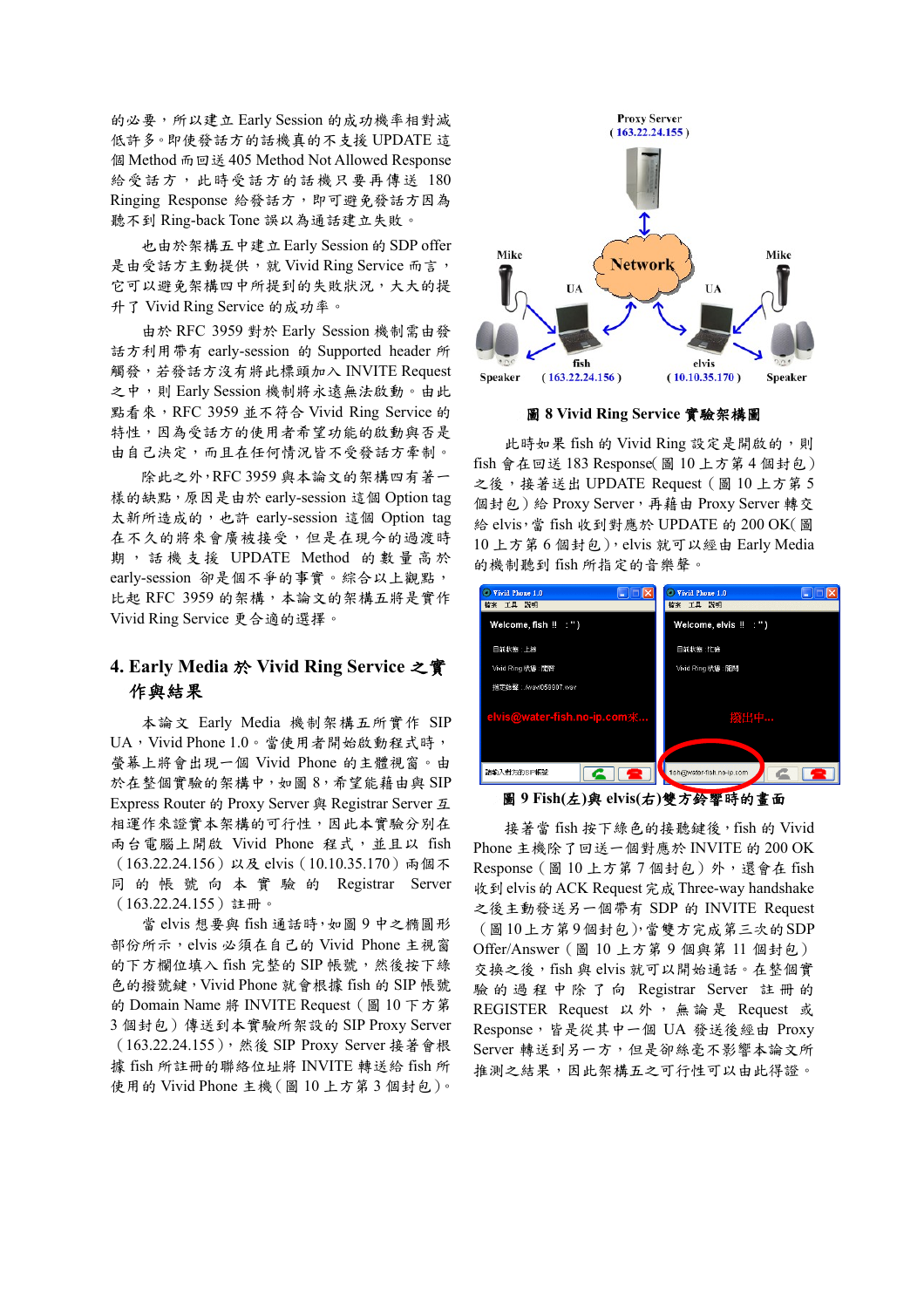的必要，所以建立 Early Session 的成功機率相對減低許多。即使發話方的話機真的不支援 UPDATE 這個 Method 而回送 405 Method Not Allowed Response 給受話方，此時受話方的話機只要再傳送 180 Ringing Response 給發話方，即可避免發話方因為聽不到 Ring-back Tone 誤以為通話建立失敗。

也由於架構五中建立 Early Session 的 SDP offer 是由受話方主動提供，就 Vivid Ring Service 而言，它可以避免架構四中所提到的失敗狀況，大大的提升了 Vivid Ring Service 的成功率。

由於 RFC 3959 對於 Early Session 機制需由發話方利用帶有 early-session 的 Supported header 所觸發，若發話方沒有將此標頭加入 INVITE Request 之中，則 Early Session 機制將永遠無法啟動。由此點看來，RFC 3959 並不符合 Vivid Ring Service 的特性，因為受話方的使用者希望功能的啟動與否是由自己決定，而且在任何情況皆不受發話方牽制。

除此之外，RFC 3959 與本論文的架構四有著一樣的缺點，原因是由於 early-session 這個 Option tag 太新所造成的，也許 early-session 這個 Option tag 在不久的將來會廣被接受，但是在現今的過渡時期，話機支援 UPDATE Method 的數量高於 early-session 卻是個不爭的事實。綜合以上觀點，比起 RFC 3959 的架構，本論文的架構五將是實作 Vivid Ring Service 更合適的選擇。

## 4. Early Media 於 Vivid Ring Service 之實作與結果

本論文 Early Media 機制架構五所實作 SIP UA，Vivid Phone 1.0。當使用者開始啟動程式時，螢幕上將會出現一個 Vivid Phone 的主體視窗。由於在整個實驗的架構中，如圖 8，希望能藉由與 SIP Express Router 的 Proxy Server 與 Registrar Server 互相運作來證實本架構的可行性，因此本實驗分別在兩台電腦上開啟 Vivid Phone 程式，並且以 fish（163.22.24.156）以及 elvis（10.10.35.170）兩個不同的帳號向本實驗的 Registrar Server（163.22.24.155）註冊。

當 elvis 想要與 fish 通話時，如圖 9 中之橢圓形部份所示，elvis 必須在自己的 Vivid Phone 主視窗的下方欄位填入 fish 完整的 SIP 帳號，然後按下綠色的撥號鍵，Vivid Phone 就會根據 fish 的 SIP 帳號的 Domain Name 將 INVITE Request（圖 10 上方第 3 個封包）傳送到本實驗所架設的 SIP Proxy Server（163.22.24.155），然後 SIP Proxy Server 接著會根據 fish 所註冊的聯絡位址將 INVITE 轉送給 fish 所使用的 Vivid Phone 主機（圖 10 上方第 3 個封包）。

圖 8 Vivid Ring Service 實驗架構圖

此時如果 fish 的 Vivid Ring 設定是開啟的，則 fish 會在回送 183 Response(圖 10 上方第 4 個封包）之後，接著送出 UPDATE Request（圖 10 上方第 5 個封包）給 Proxy Server，再藉由 Proxy Server 轉交給 elvis，當 fish 收到對應於 UPDATE 的 200 OK(圖 10 上方第 6 個封包)，elvis 就可以經由 Early Media 的機制聽到 fish 所指定的音樂聲。

圖 9 Fish(左)與 elvis(右)雙方鈴響時的畫面

接著當 fish 按下綠色的接聽鍵後，fish 的 Vivid Phone 主機除了回送一個對應於 INVITE 的 200 OK Response（圖 10 上方第 7 個封包）外，還會在 fish 收到 elvis 的 ACK Request 完成 Three-way handshake 之後主動發送另一個帶有 SDP 的 INVITE Request（圖 10 上方第 9 個封包)，當雙方完成第三次的 SDP Offer/Answer（圖 10 上方第 9 個與第 11 個封包）交換之後，fish 與 elvis 就可以開始通話。在整個實驗的過程中除了向 Registrar Server 註冊的 REGISTER Request 以外，無論是 Request 或 Response，皆是從其中一個 UA 發送後經由 Proxy Server 轉送到另一方，但是卻絲毫不影響本論文所推測之結果，因此架構五之可行性可以由此得證。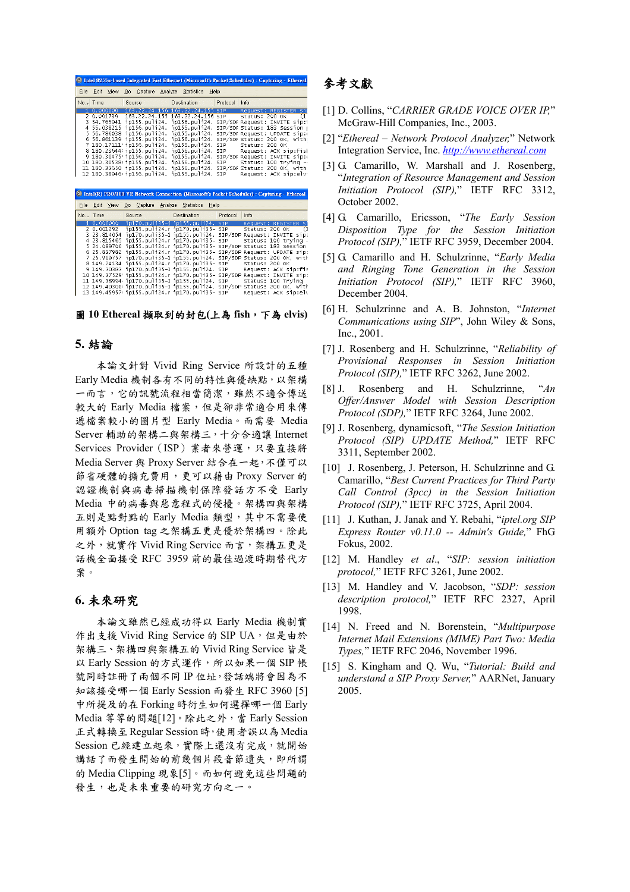圖 10 Ethereal 擷取到的封包(上為 fish，下為 elvis)

## 5. 結論

本論文針對 Vivid Ring Service 所設計的五種 Early Media 機制各有不同的特性與優缺點，以架構一而言，它的訊號流程相當簡潔，雖然不適合傳送較大的 Early Media 檔案，但是卻非常適合用來傳遞檔案較小的圖片型 Early Media。而需要 Media Server 輔助的架構二與架構三，十分合適讓 Internet Services Provider（ISP）業者來營運，只要直接將 Media Server 與 Proxy Server 結合在一起，不僅可以節省硬體的擴充費用，更可以藉由 Proxy Server 的認證機制與病毒掃描機制保障發話方不受 Early Media 中的病毒與惡意程式的侵擾。架構四與架構五則是點對點的 Early Media 類型，其中不需要使用額外 Option tag 之架構五更是優於架構四。除此之外，就實作 Vivid Ring Service 而言，架構五更是話機全面接受 RFC 3959 前的最佳過渡時期替代方案。

## 6. 未來研究

本論文雖然已經成功得以 Early Media 機制實作出支援 Vivid Ring Service 的 SIP UA，但是由於架構三、架構四與架構五的 Vivid Ring Service 皆是以 Early Session 的方式運作，所以如果一個 SIP 帳號同時註冊了兩個不同 IP 位址，發話端將會因為不知該接受哪一個 Early Session 而發生 RFC 3960 [5] 中所提及的在 Forking 時衍生如何選擇哪一個 Early Media 等等的問題[12]。除此之外，當 Early Session 正式轉換至 Regular Session 時，使用者誤以為 Media Session 已經建立起來，實際上還沒有完成，就開始講話了而發生開始的前幾個片段音節遺失，即所謂的 Media Clipping 現象[5]。而如何避免這些問題的發生，也是未來重要的研究方向之一。

## 參考文獻

[1] D. Collins, “*CARRIER GRADE VOICE OVER IP,*” McGraw-Hill Companies, Inc., 2003.

[2] “*Ethereal – Network Protocol Analyzer,*” Network Integration Service, Inc. http://www.ethereal.com

[3] G. Camarillo, W. Marshall and J. Rosenberg, “*Integration of Resource Management and Session Initiation Protocol (SIP),*” IETF RFC 3312, October 2002.

[4] G. Camarillo, Ericsson, “*The Early Session Disposition Type for the Session Initiation Protocol (SIP),*” IETF RFC 3959, December 2004.

[5] G. Camarillo and H. Schulzrinne, “*Early Media and Ringing Tone Generation in the Session Initiation Protocol (SIP),*” IETF RFC 3960, December 2004.

[6] H. Schulzrinne and A. B. Johnston, “*Internet Communications using SIP*”, John Wiley & Sons, Inc., 2001.

[7] J. Rosenberg and H. Schulzrinne, “*Reliability of Provisional Responses in Session Initiation Protocol (SIP),*” IETF RFC 3262, June 2002.

[8] J. Rosenberg and H. Schulzrinne, “*An Offer/Answer Model with Session Description Protocol (SDP),*” IETF RFC 3264, June 2002.

[9] J. Rosenberg, dynamicsoft, “*The Session Initiation Protocol (SIP) UPDATE Method,*” IETF RFC 3311, September 2002.

[10] J. Rosenberg, J. Peterson, H. Schulzrinne and G. Camarillo, “*Best Current Practices for Third Party Call Control (3pcc) in the Session Initiation Protocol (SIP),*” IETF RFC 3725, April 2004.

[11] J. Kuthan, J. Janak and Y. Rebahi, “*iptel.org SIP Express Router v0.11.0 -- Admin's Guide,*” FhG Fokus, 2002.

[12] M. Handley *et al*., “*SIP: session initiation protocol,*” IETF RFC 3261, June 2002.

[13] M. Handley and V. Jacobson, “*SDP: session description protocol,*” IETF RFC 2327, April 1998.

[14] N. Freed and N. Borenstein, “*Multipurpose Internet Mail Extensions (MIME) Part Two: Media Types,*” IETF RFC 2046, November 1996.

[15] S. Kingham and Q. Wu, “*Tutorial: Build and understand a SIP Proxy Server,*” AARNet, January 2005.